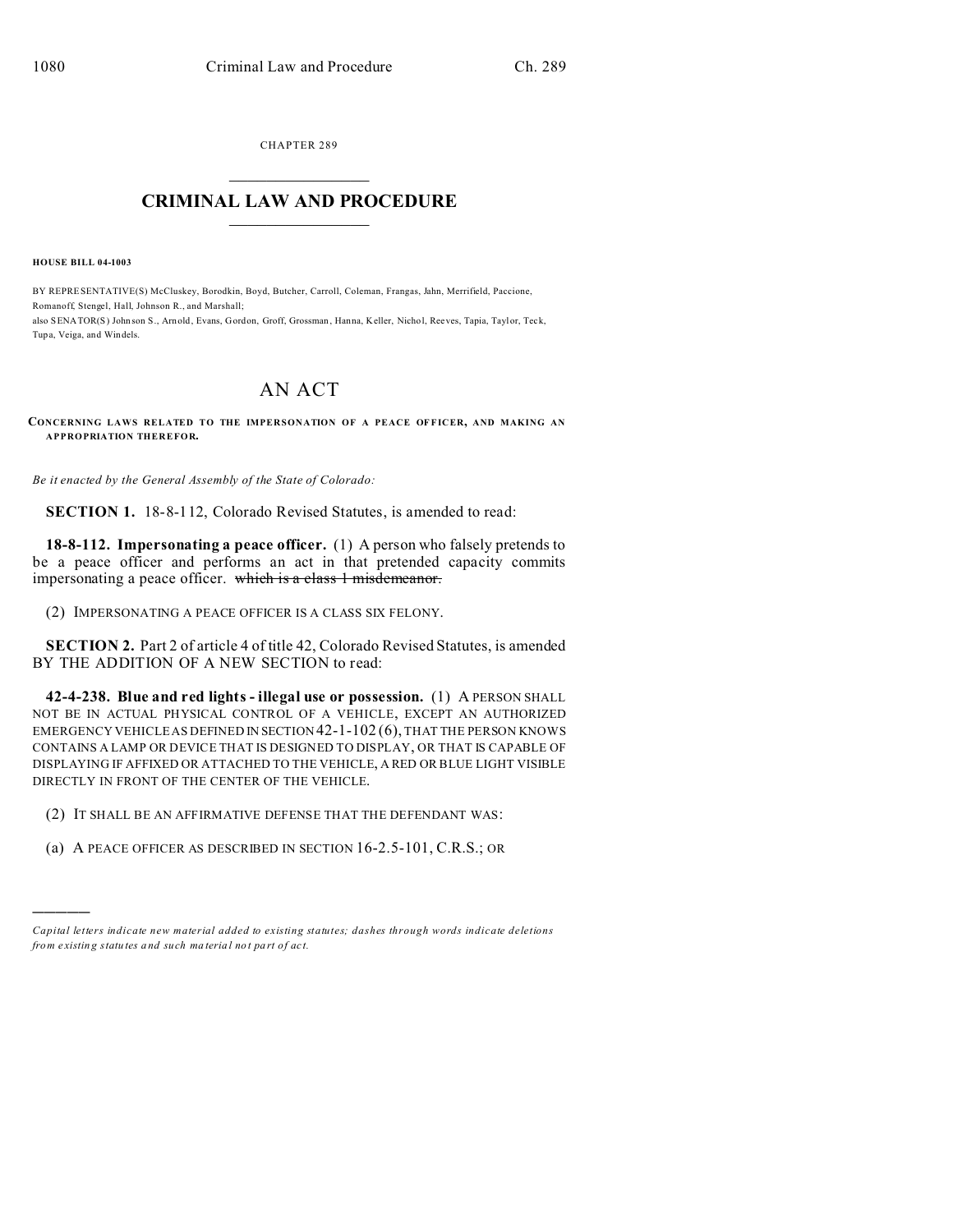CHAPTER 289

# CRIMINAL LAW AND PROCEDURE

**HOUSE BILL 04-1003**

BY REPRESENTATIVE(S) McCluskey, Borodkin, Boyd, Butcher, Carroll, Coleman, Frangas, Jahn, Merrifield, Paccione, Romanoff, Stengel, Hall, Johnson R., and Marshall;
also SENATOR(S) Johnson S., Arnold, Evans, Gordon, Groff, Grossman, Hanna, Keller, Nichol, Reeves, Tapia, Taylor, Teck, Tupa, Veiga, and Windels.

# AN ACT

**CONCERNING LAWS RELATED TO THE IMPERSONATION OF A PEACE OFFICER, AND MAKING AN APPROPRIATION THEREFOR.**

*Be it enacted by the General Assembly of the State of Colorado:*

**SECTION 1.** 18-8-112, Colorado Revised Statutes, is amended to read:

**18-8-112. Impersonating a peace officer.** (1) A person who falsely pretends to be a peace officer and performs an act in that pretended capacity commits impersonating a peace officer. ~~which is a class 1 misdemeanor.~~

(2) IMPERSONATING A PEACE OFFICER IS A CLASS SIX FELONY.

**SECTION 2.** Part 2 of article 4 of title 42, Colorado Revised Statutes, is amended BY THE ADDITION OF A NEW SECTION to read:

**42-4-238. Blue and red lights - illegal use or possession.** (1) A PERSON SHALL NOT BE IN ACTUAL PHYSICAL CONTROL OF A VEHICLE, EXCEPT AN AUTHORIZED EMERGENCY VEHICLE AS DEFINED IN SECTION 42-1-102 (6), THAT THE PERSON KNOWS CONTAINS A LAMP OR DEVICE THAT IS DESIGNED TO DISPLAY, OR THAT IS CAPABLE OF DISPLAYING IF AFFIXED OR ATTACHED TO THE VEHICLE, A RED OR BLUE LIGHT VISIBLE DIRECTLY IN FRONT OF THE CENTER OF THE VEHICLE.

(2) IT SHALL BE AN AFFIRMATIVE DEFENSE THAT THE DEFENDANT WAS:

(a) A PEACE OFFICER AS DESCRIBED IN SECTION 16-2.5-101, C.R.S.; OR

---

*Capital letters indicate new material added to existing statutes; dashes through words indicate deletions from existing statutes and such material not part of act.*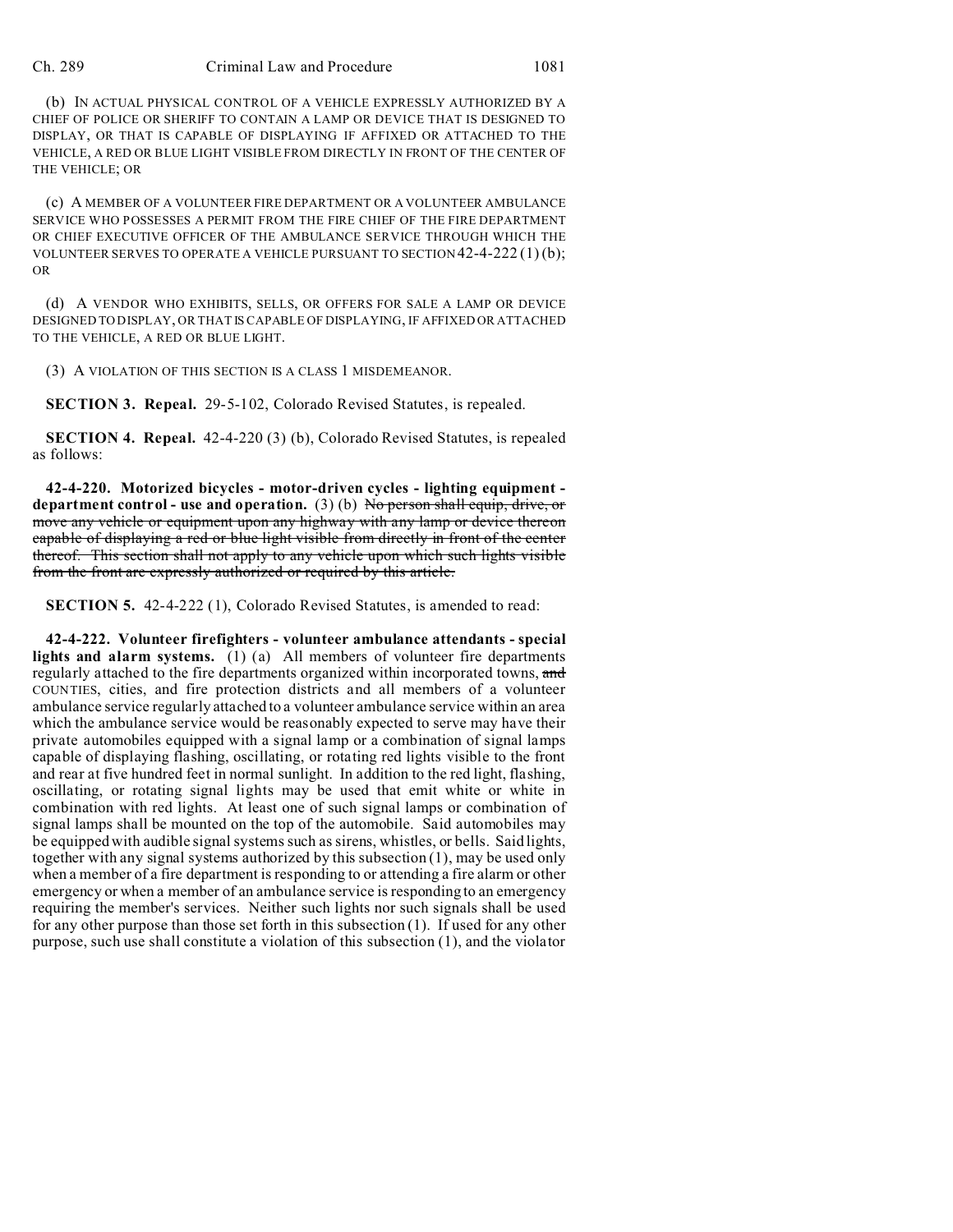(b) IN ACTUAL PHYSICAL CONTROL OF A VEHICLE EXPRESSLY AUTHORIZED BY A CHIEF OF POLICE OR SHERIFF TO CONTAIN A LAMP OR DEVICE THAT IS DESIGNED TO DISPLAY, OR THAT IS CAPABLE OF DISPLAYING IF AFFIXED OR ATTACHED TO THE VEHICLE, A RED OR BLUE LIGHT VISIBLE FROM DIRECTLY IN FRONT OF THE CENTER OF THE VEHICLE; OR

(c) A MEMBER OF A VOLUNTEER FIRE DEPARTMENT OR A VOLUNTEER AMBULANCE SERVICE WHO POSSESSES A PERMIT FROM THE FIRE CHIEF OF THE FIRE DEPARTMENT OR CHIEF EXECUTIVE OFFICER OF THE AMBULANCE SERVICE THROUGH WHICH THE VOLUNTEER SERVES TO OPERATE A VEHICLE PURSUANT TO SECTION 42-4-222 (1) (b); OR

(d) A VENDOR WHO EXHIBITS, SELLS, OR OFFERS FOR SALE A LAMP OR DEVICE DESIGNED TO DISPLAY, OR THAT IS CAPABLE OF DISPLAYING, IF AFFIXED OR ATTACHED TO THE VEHICLE, A RED OR BLUE LIGHT.

(3) A VIOLATION OF THIS SECTION IS A CLASS 1 MISDEMEANOR.

**SECTION 3. Repeal.** 29-5-102, Colorado Revised Statutes, is repealed.

**SECTION 4. Repeal.** 42-4-220 (3) (b), Colorado Revised Statutes, is repealed as follows:

**42-4-220. Motorized bicycles - motor-driven cycles - lighting equipment - department control - use and operation.** (3) (b) ~~No person shall equip, drive, or move any vehicle or equipment upon any highway with any lamp or device thereon capable of displaying a red or blue light visible from directly in front of the center thereof. This section shall not apply to any vehicle upon which such lights visible from the front are expressly authorized or required by this article.~~

**SECTION 5.** 42-4-222 (1), Colorado Revised Statutes, is amended to read:

**42-4-222. Volunteer firefighters - volunteer ambulance attendants - special lights and alarm systems.** (1) (a) All members of volunteer fire departments regularly attached to the fire departments organized within incorporated towns, ~~and~~ COUNTIES, cities, and fire protection districts and all members of a volunteer ambulance service regularly attached to a volunteer ambulance service within an area which the ambulance service would be reasonably expected to serve may have their private automobiles equipped with a signal lamp or a combination of signal lamps capable of displaying flashing, oscillating, or rotating red lights visible to the front and rear at five hundred feet in normal sunlight. In addition to the red light, flashing, oscillating, or rotating signal lights may be used that emit white or white in combination with red lights. At least one of such signal lamps or combination of signal lamps shall be mounted on the top of the automobile. Said automobiles may be equipped with audible signal systems such as sirens, whistles, or bells. Said lights, together with any signal systems authorized by this subsection (1), may be used only when a member of a fire department is responding to or attending a fire alarm or other emergency or when a member of an ambulance service is responding to an emergency requiring the member's services. Neither such lights nor such signals shall be used for any other purpose than those set forth in this subsection (1). If used for any other purpose, such use shall constitute a violation of this subsection (1), and the violator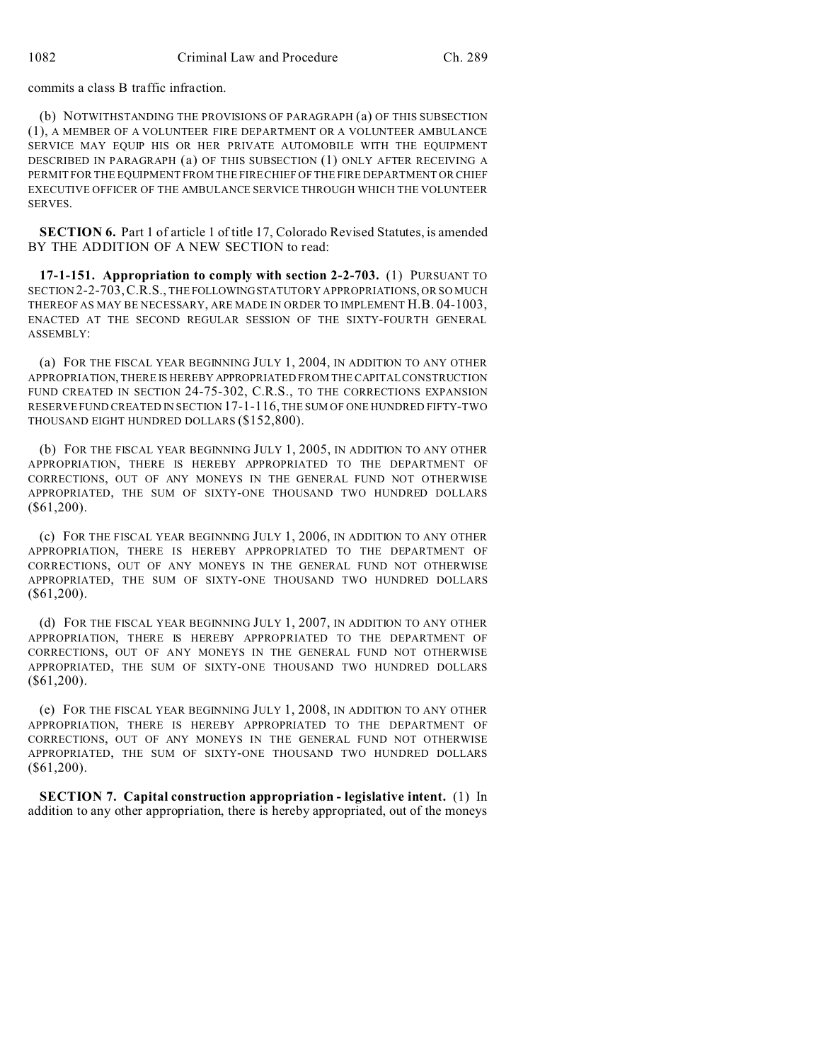commits a class B traffic infraction.

(b) NOTWITHSTANDING THE PROVISIONS OF PARAGRAPH (a) OF THIS SUBSECTION (1), A MEMBER OF A VOLUNTEER FIRE DEPARTMENT OR A VOLUNTEER AMBULANCE SERVICE MAY EQUIP HIS OR HER PRIVATE AUTOMOBILE WITH THE EQUIPMENT DESCRIBED IN PARAGRAPH (a) OF THIS SUBSECTION (1) ONLY AFTER RECEIVING A PERMIT FOR THE EQUIPMENT FROM THE FIRE CHIEF OF THE FIRE DEPARTMENT OR CHIEF EXECUTIVE OFFICER OF THE AMBULANCE SERVICE THROUGH WHICH THE VOLUNTEER SERVES.

**SECTION 6.** Part 1 of article 1 of title 17, Colorado Revised Statutes, is amended BY THE ADDITION OF A NEW SECTION to read:

**17-1-151. Appropriation to comply with section 2-2-703.** (1) PURSUANT TO SECTION 2-2-703, C.R.S., THE FOLLOWING STATUTORY APPROPRIATIONS, OR SO MUCH THEREOF AS MAY BE NECESSARY, ARE MADE IN ORDER TO IMPLEMENT H.B. 04-1003, ENACTED AT THE SECOND REGULAR SESSION OF THE SIXTY-FOURTH GENERAL ASSEMBLY:

(a) FOR THE FISCAL YEAR BEGINNING JULY 1, 2004, IN ADDITION TO ANY OTHER APPROPRIATION, THERE IS HEREBY APPROPRIATED FROM THE CAPITAL CONSTRUCTION FUND CREATED IN SECTION 24-75-302, C.R.S., TO THE CORRECTIONS EXPANSION RESERVE FUND CREATED IN SECTION 17-1-116, THE SUM OF ONE HUNDRED FIFTY-TWO THOUSAND EIGHT HUNDRED DOLLARS ($152,800).

(b) FOR THE FISCAL YEAR BEGINNING JULY 1, 2005, IN ADDITION TO ANY OTHER APPROPRIATION, THERE IS HEREBY APPROPRIATED TO THE DEPARTMENT OF CORRECTIONS, OUT OF ANY MONEYS IN THE GENERAL FUND NOT OTHERWISE APPROPRIATED, THE SUM OF SIXTY-ONE THOUSAND TWO HUNDRED DOLLARS ($61,200).

(c) FOR THE FISCAL YEAR BEGINNING JULY 1, 2006, IN ADDITION TO ANY OTHER APPROPRIATION, THERE IS HEREBY APPROPRIATED TO THE DEPARTMENT OF CORRECTIONS, OUT OF ANY MONEYS IN THE GENERAL FUND NOT OTHERWISE APPROPRIATED, THE SUM OF SIXTY-ONE THOUSAND TWO HUNDRED DOLLARS ($61,200).

(d) FOR THE FISCAL YEAR BEGINNING JULY 1, 2007, IN ADDITION TO ANY OTHER APPROPRIATION, THERE IS HEREBY APPROPRIATED TO THE DEPARTMENT OF CORRECTIONS, OUT OF ANY MONEYS IN THE GENERAL FUND NOT OTHERWISE APPROPRIATED, THE SUM OF SIXTY-ONE THOUSAND TWO HUNDRED DOLLARS ($61,200).

(e) FOR THE FISCAL YEAR BEGINNING JULY 1, 2008, IN ADDITION TO ANY OTHER APPROPRIATION, THERE IS HEREBY APPROPRIATED TO THE DEPARTMENT OF CORRECTIONS, OUT OF ANY MONEYS IN THE GENERAL FUND NOT OTHERWISE APPROPRIATED, THE SUM OF SIXTY-ONE THOUSAND TWO HUNDRED DOLLARS ($61,200).

**SECTION 7. Capital construction appropriation - legislative intent.** (1) In addition to any other appropriation, there is hereby appropriated, out of the moneys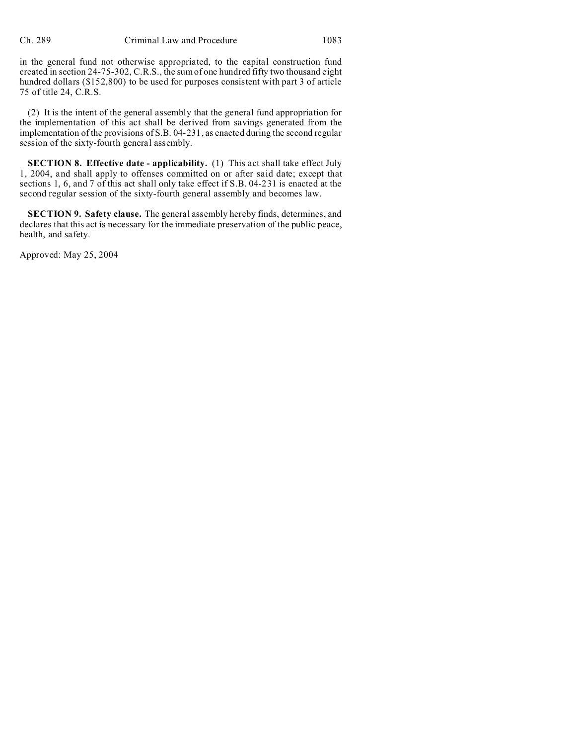in the general fund not otherwise appropriated, to the capital construction fund created in section 24-75-302, C.R.S., the sum of one hundred fifty two thousand eight hundred dollars ($152,800) to be used for purposes consistent with part 3 of article 75 of title 24, C.R.S.

(2) It is the intent of the general assembly that the general fund appropriation for the implementation of this act shall be derived from savings generated from the implementation of the provisions of S.B. 04-231, as enacted during the second regular session of the sixty-fourth general assembly.

**SECTION 8. Effective date - applicability.** (1) This act shall take effect July 1, 2004, and shall apply to offenses committed on or after said date; except that sections 1, 6, and 7 of this act shall only take effect if S.B. 04-231 is enacted at the second regular session of the sixty-fourth general assembly and becomes law.

**SECTION 9. Safety clause.** The general assembly hereby finds, determines, and declares that this act is necessary for the immediate preservation of the public peace, health, and safety.

Approved: May 25, 2004